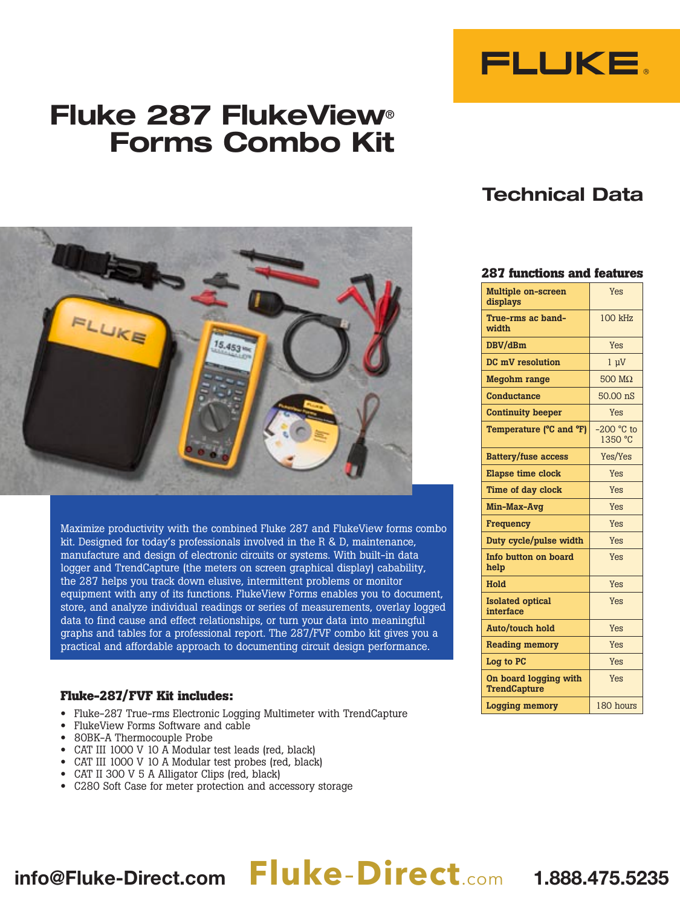# Fluke 287 FlukeView® Forms Combo Kit

## Technical Data

Maximize productivity with the combined Fluke 287 and FlukeView forms combo kit. Designed for today's professionals involved in the R & D, maintenance, manufacture and design of electronic circuits or systems. With built-in data logger and TrendCapture (the meters on screen graphical display) cabability, the 287 helps you track down elusive, intermittent problems or monitor equipment with any of its functions. FlukeView Forms enables you to document, store, and analyze individual readings or series of measurements, overlay logged data to find cause and effect relationships, or turn your data into meaningful graphs and tables for a professional report. The 287/FVF combo kit gives you a practical and affordable approach to documenting circuit design performance.

### Fluke-287/FVF Kit includes:

- Fluke-287 True-rms Electronic Logging Multimeter with TrendCapture
- FlukeView Forms Software and cable
- 80BK-A Thermocouple Probe
- CAT III 1000 V 10 A Modular test leads (red, black)
- CAT III 1000 V 10 A Modular test probes (red, black)
- CAT II 300 V 5 A Alligator Clips (red, black)
- C280 Soft Case for meter protection and accessory storage

### 287 functions and features

| | |
|---|---|
| **Multiple on-screen displays** | Yes |
| **True-rms ac band-width** | 100 kHz |
| **DBV/dBm** | Yes |
| **DC mV resolution** | 1 µV |
| **Megohm range** | 500 MΩ |
| **Conductance** | 50.00 nS |
| **Continuity beeper** | Yes |
| **Temperature (°C and °F)** | -200 °C to 1350 °C |
| **Battery/fuse access** | Yes/Yes |
| **Elapse time clock** | Yes |
| **Time of day clock** | Yes |
| **Min-Max-Avg** | Yes |
| **Frequency** | Yes |
| **Duty cycle/pulse width** | Yes |
| **Info button on board help** | Yes |
| **Hold** | Yes |
| **Isolated optical interface** | Yes |
| **Auto/touch hold** | Yes |
| **Reading memory** | Yes |
| **Log to PC** | Yes |
| **On board logging with TrendCapture** | Yes |
| **Logging memory** | 180 hours |

info@Fluke-Direct.com Fluke-Direct.com 1.888.475.5235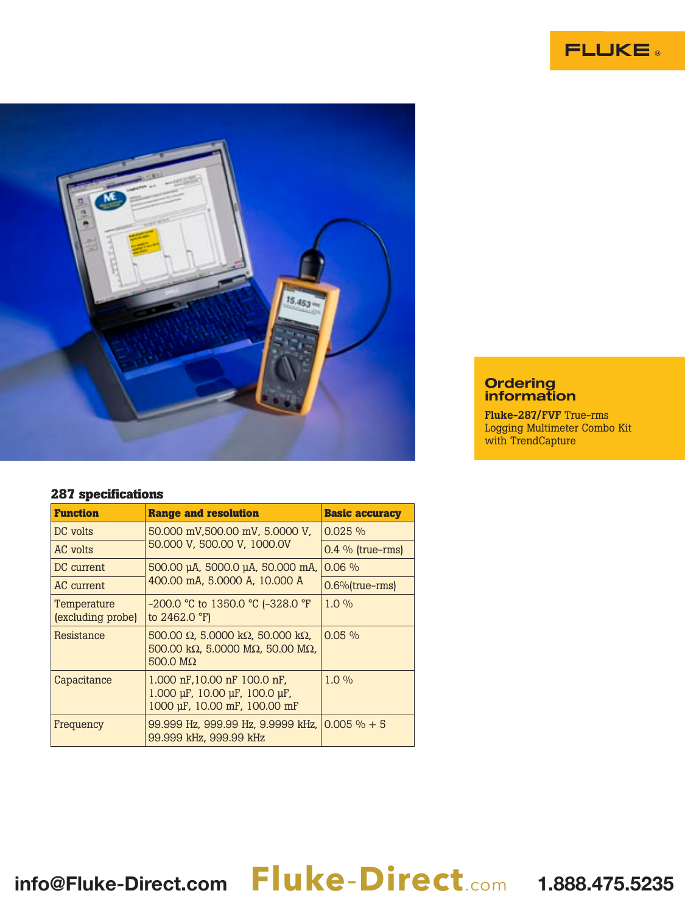## Ordering information

**Fluke-287/FVF** True-rms Logging Multimeter Combo Kit with TrendCapture

### 287 specifications

| Function | Range and resolution | Basic accuracy |
|---|---|---|
| DC volts | 50.000 mV,500.00 mV, 5.0000 V, 50.000 V, 500.00 V, 1000.0V | 0.025 % |
| AC volts | | 0.4 % (true-rms) |
| DC current | 500.00 µA, 5000.0 µA, 50.000 mA, 400.00 mA, 5.0000 A, 10.000 A | 0.06 % |
| AC current | | 0.6%(true-rms) |
| Temperature (excluding probe) | -200.0 °C to 1350.0 °C (-328.0 °F to 2462.0 °F) | 1.0 % |
| Resistance | 500.00 Ω, 5.0000 kΩ, 50.000 kΩ, 500.00 kΩ, 5.0000 MΩ, 50.00 MΩ, 500.0 MΩ | 0.05 % |
| Capacitance | 1.000 nF,10.00 nF 100.0 nF, 1.000 µF, 10.00 µF, 100.0 µF, 1000 µF, 10.00 mF, 100.00 mF | 1.0 % |
| Frequency | 99.999 Hz, 999.99 Hz, 9.9999 kHz, 99.999 kHz, 999.99 kHz | 0.005 % + 5 |

info@Fluke-Direct.com Fluke-Direct.com 1.888.475.5235